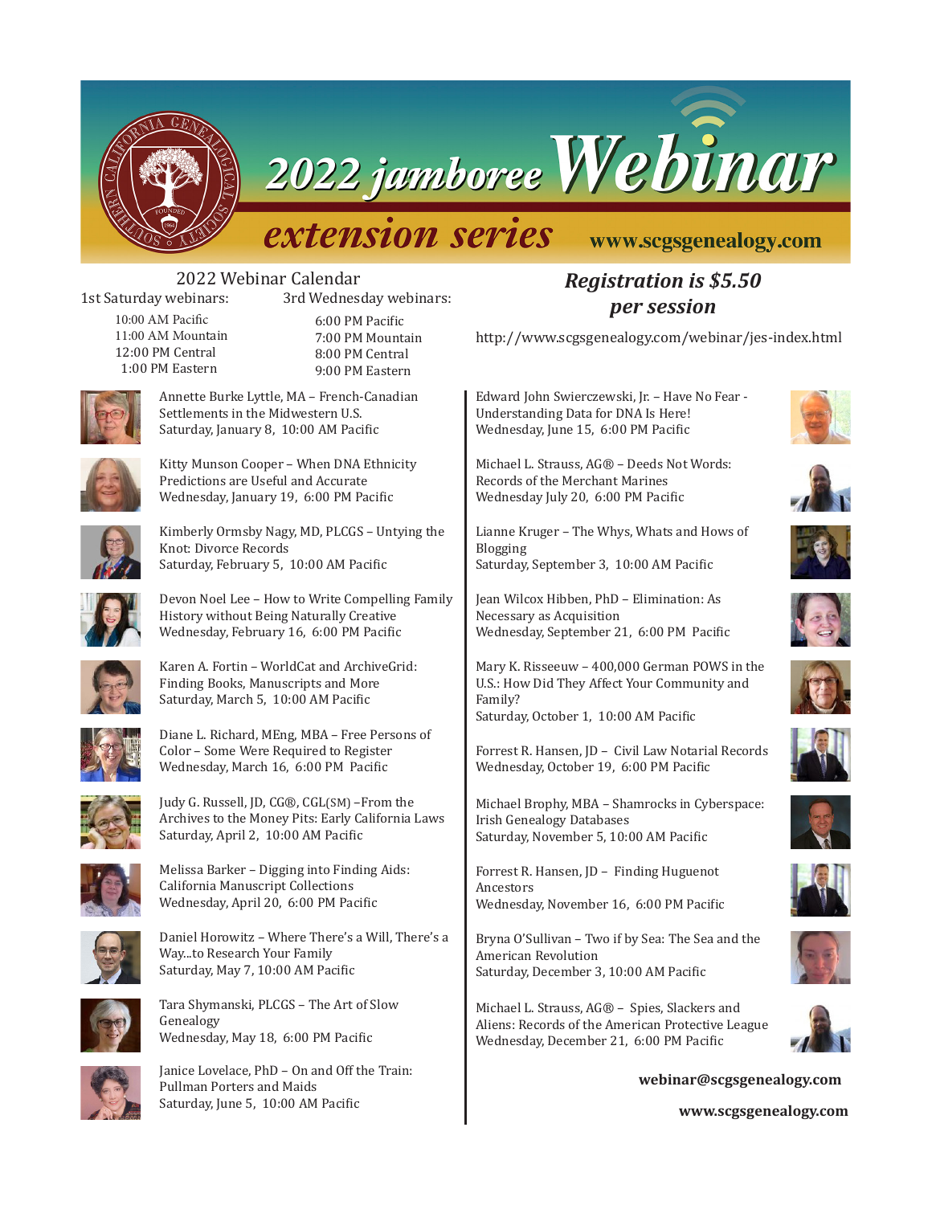# 2022 jamboree Webinar extension series

www.scgsgenealogy.com

## 2022 Webinar Calendar

| 1st Saturday webinars: | 3rd Wednesday webinars: |
|---|---|
| 10:00 AM Pacific | 6:00 PM Pacific |
| 11:00 AM Mountain | 7:00 PM Mountain |
| 12:00 PM Central | 8:00 PM Central |
| 1:00 PM Eastern | 9:00 PM Eastern |

***Registration is $5.50 per session***

http://www.scgsgenealogy.com/webinar/jes-index.html

Annette Burke Lyttle, MA – French-Canadian Settlements in the Midwestern U.S.
Saturday, January 8, 10:00 AM Pacific

Kitty Munson Cooper – When DNA Ethnicity Predictions are Useful and Accurate
Wednesday, January 19, 6:00 PM Pacific

Kimberly Ormsby Nagy, MD, PLCGS – Untying the Knot: Divorce Records
Saturday, February 5, 10:00 AM Pacific

Devon Noel Lee – How to Write Compelling Family History without Being Naturally Creative
Wednesday, February 16, 6:00 PM Pacific

Karen A. Fortin – WorldCat and ArchiveGrid: Finding Books, Manuscripts and More
Saturday, March 5, 10:00 AM Pacific

Diane L. Richard, MEng, MBA – Free Persons of Color – Some Were Required to Register
Wednesday, March 16, 6:00 PM Pacific

Judy G. Russell, JD, CG®, CGL(SM) –From the Archives to the Money Pits: Early California Laws
Saturday, April 2, 10:00 AM Pacific

Melissa Barker – Digging into Finding Aids: California Manuscript Collections
Wednesday, April 20, 6:00 PM Pacific

Daniel Horowitz – Where There's a Will, There's a Way...to Research Your Family
Saturday, May 7, 10:00 AM Pacific

Tara Shymanski, PLCGS – The Art of Slow Genealogy
Wednesday, May 18, 6:00 PM Pacific

Janice Lovelace, PhD – On and Off the Train: Pullman Porters and Maids
Saturday, June 5, 10:00 AM Pacific

Edward John Swierczewski, Jr. – Have No Fear - Understanding Data for DNA Is Here!
Wednesday, June 15, 6:00 PM Pacific

Michael L. Strauss, AG® – Deeds Not Words: Records of the Merchant Marines
Wednesday July 20, 6:00 PM Pacific

Lianne Kruger – The Whys, Whats and Hows of Blogging
Saturday, September 3, 10:00 AM Pacific

Jean Wilcox Hibben, PhD – Elimination: As Necessary as Acquisition
Wednesday, September 21, 6:00 PM Pacific

Mary K. Risseeuw – 400,000 German POWS in the U.S.: How Did They Affect Your Community and Family?
Saturday, October 1, 10:00 AM Pacific

Forrest R. Hansen, JD – Civil Law Notarial Records
Wednesday, October 19, 6:00 PM Pacific

Michael Brophy, MBA – Shamrocks in Cyberspace: Irish Genealogy Databases
Saturday, November 5, 10:00 AM Pacific

Forrest R. Hansen, JD – Finding Huguenot Ancestors
Wednesday, November 16, 6:00 PM Pacific

Bryna O'Sullivan – Two if by Sea: The Sea and the American Revolution
Saturday, December 3, 10:00 AM Pacific

Michael L. Strauss, AG® – Spies, Slackers and Aliens: Records of the American Protective League
Wednesday, December 21, 6:00 PM Pacific

**webinar@scgsgenealogy.com**

**www.scgsgenealogy.com**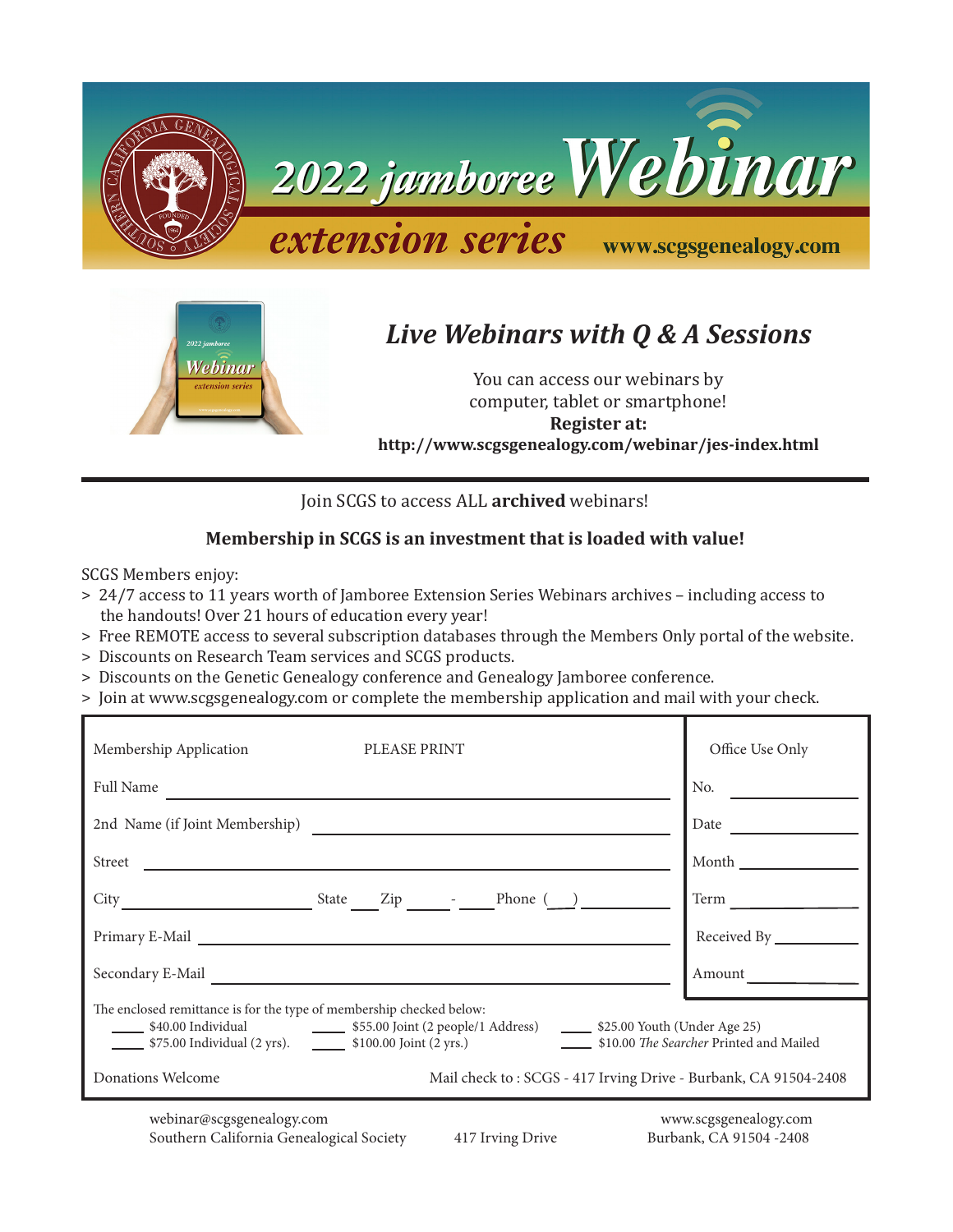# 2022 jamboree Webinar extension series

www.scgsgenealogy.com

## Live Webinars with Q & A Sessions

You can access our webinars by computer, tablet or smartphone!

**Register at:**
**http://www.scgsgenealogy.com/webinar/jes-index.html**

---

Join SCGS to access ALL **archived** webinars!

**Membership in SCGS is an investment that is loaded with value!**

SCGS Members enjoy:

> 24/7 access to 11 years worth of Jamboree Extension Series Webinars archives – including access to the handouts! Over 21 hours of education every year!
> Free REMOTE access to several subscription databases through the Members Only portal of the website.
> Discounts on Research Team services and SCGS products.
> Discounts on the Genetic Genealogy conference and Genealogy Jamboree conference.
> Join at www.scgsgenealogy.com or complete the membership application and mail with your check.

| Membership Application PLEASE PRINT | Office Use Only |
|---|---|
| Full Name ____________________ | No. ________ |
| 2nd Name (if Joint Membership) ____________________ | Date ________ |
| Street ____________________ | Month ________ |
| City ________ State ____ Zip ____ - ____ Phone ( ) ________ | Term ________ |
| Primary E-Mail ____________________ | Received By ________ |
| Secondary E-Mail ____________________ | Amount ________ |

The enclosed remittance is for the type of membership checked below:

____ $40.00 Individual ____ $55.00 Joint (2 people/1 Address) ____ $25.00 Youth (Under Age 25)
____ $75.00 Individual (2 yrs). ____ $100.00 Joint (2 yrs.) ____ $10.00 *The Searcher* Printed and Mailed

Donations Welcome

Mail check to : SCGS - 417 Irving Drive - Burbank, CA 91504-2408

webinar@scgsgenealogy.com www.scgsgenealogy.com
Southern California Genealogical Society 417 Irving Drive Burbank, CA 91504 -2408